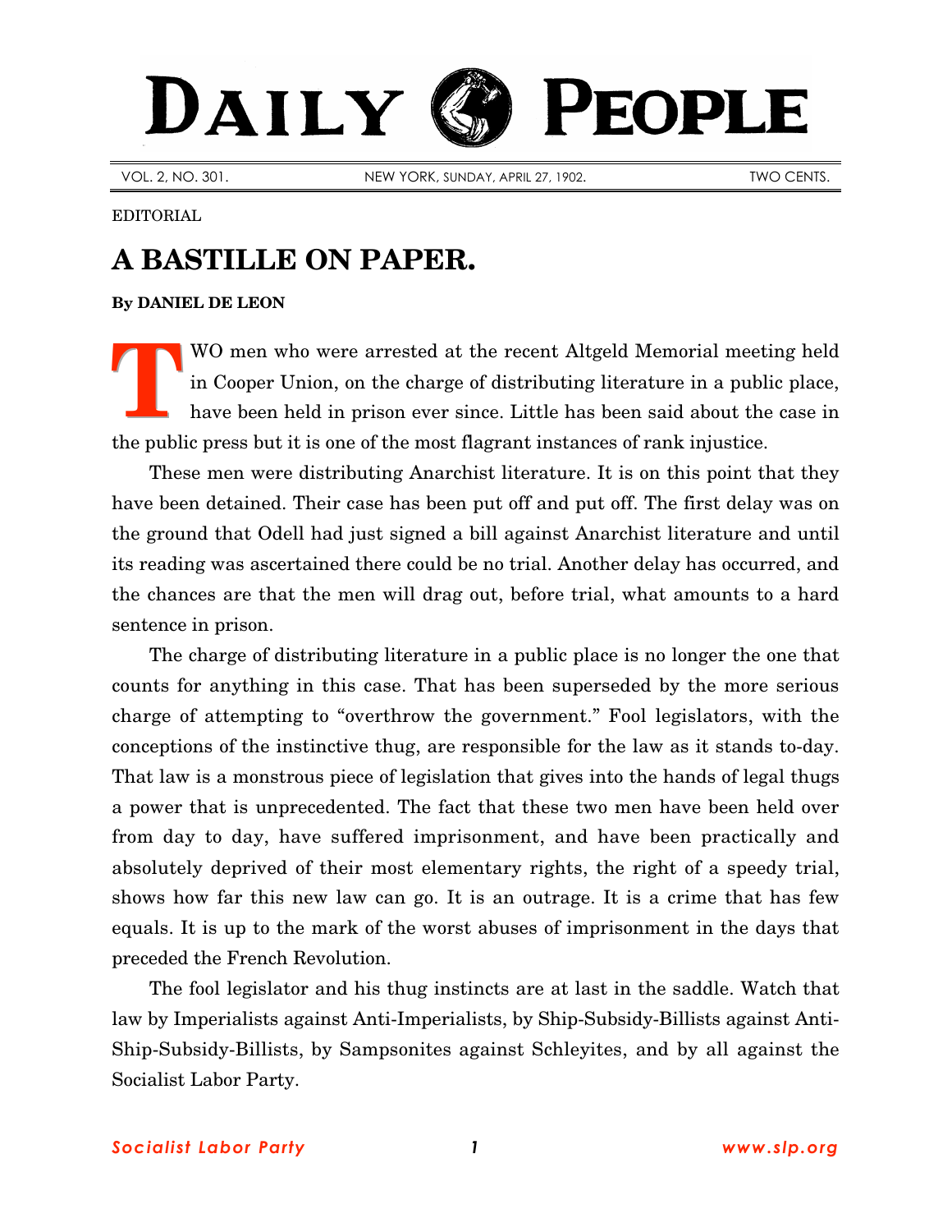# DAILY PEOPLE

VOL. 2, NO. 301. NEW YORK, SUNDAY, APRIL 27, 1902. TWO CENTS.

EDITORIAL

## A BASTILLE ON PAPER.

**By DANIEL DE LEON**

TWO men who were arrested at the recent Altgeld Memorial meeting held in Cooper Union, on the charge of distributing literature in a public place, have been held in prison ever since. Little has been said about the case in the public press but it is one of the most flagrant instances of rank injustice.

These men were distributing Anarchist literature. It is on this point that they have been detained. Their case has been put off and put off. The first delay was on the ground that Odell had just signed a bill against Anarchist literature and until its reading was ascertained there could be no trial. Another delay has occurred, and the chances are that the men will drag out, before trial, what amounts to a hard sentence in prison.

The charge of distributing literature in a public place is no longer the one that counts for anything in this case. That has been superseded by the more serious charge of attempting to "overthrow the government." Fool legislators, with the conceptions of the instinctive thug, are responsible for the law as it stands to-day. That law is a monstrous piece of legislation that gives into the hands of legal thugs a power that is unprecedented. The fact that these two men have been held over from day to day, have suffered imprisonment, and have been practically and absolutely deprived of their most elementary rights, the right of a speedy trial, shows how far this new law can go. It is an outrage. It is a crime that has few equals. It is up to the mark of the worst abuses of imprisonment in the days that preceded the French Revolution.

The fool legislator and his thug instincts are at last in the saddle. Watch that law by Imperialists against Anti-Imperialists, by Ship-Subsidy-Billists against Anti-Ship-Subsidy-Billists, by Sampsonites against Schleyites, and by all against the Socialist Labor Party.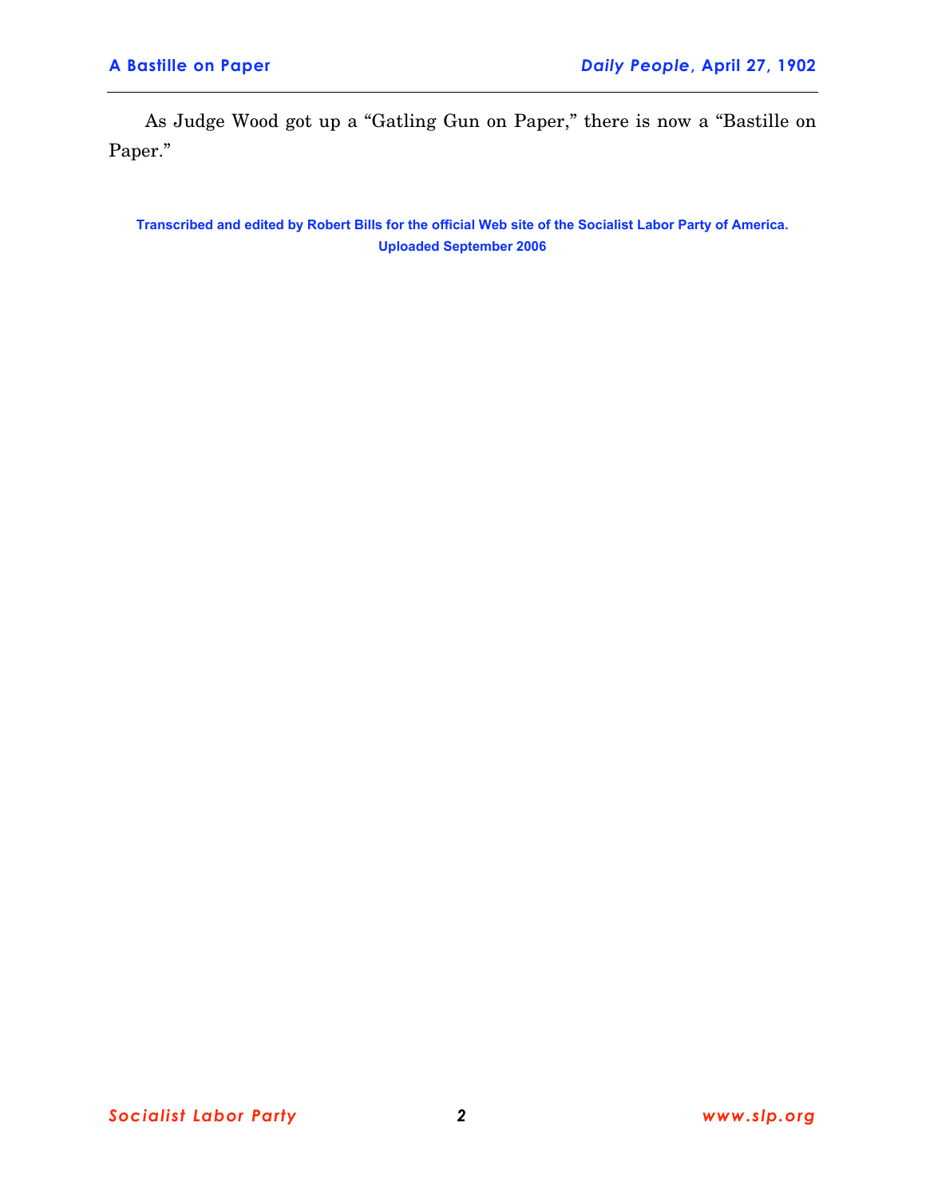As Judge Wood got up a "Gatling Gun on Paper," there is now a "Bastille on Paper."

**Transcribed and edited by Robert Bills for the official Web site of the Socialist Labor Party of America.**
**Uploaded September 2006**